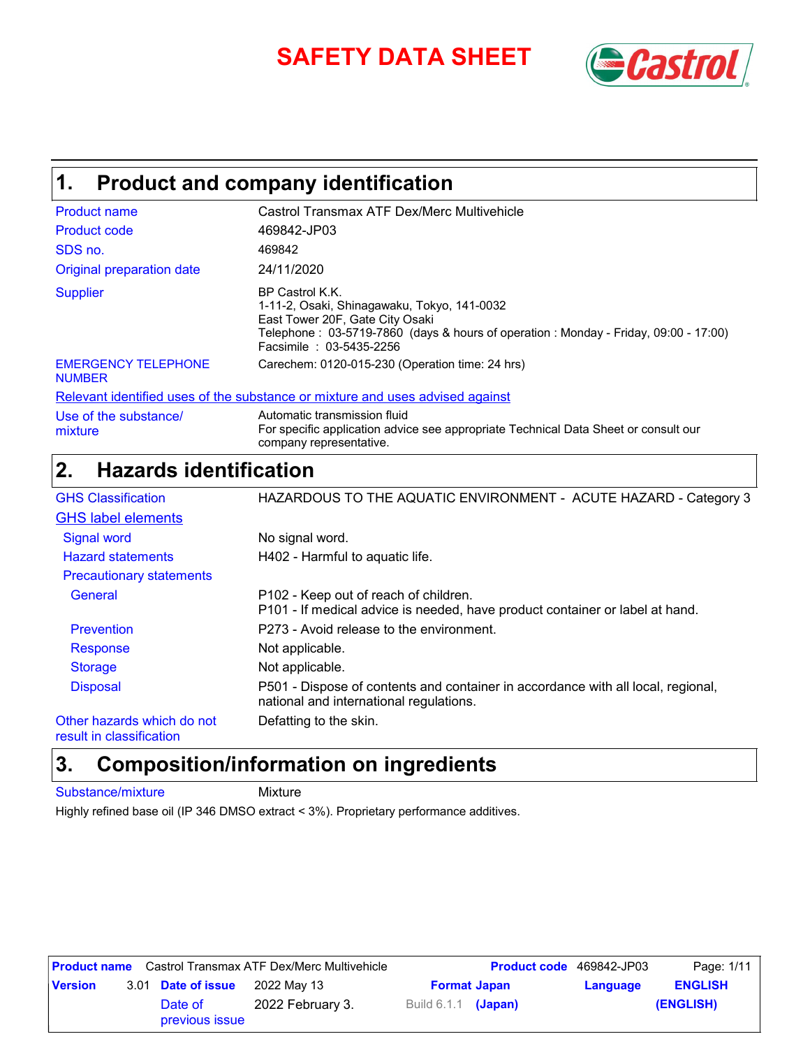# SAFETY DATA SHEET

## 1. Product and company identification

| | |
|---|---|
| Product name | Castrol Transmax ATF Dex/Merc Multivehicle |
| Product code | 469842-JP03 |
| SDS no. | 469842 |
| Original preparation date | 24/11/2020 |
| Supplier | BP Castrol K.K.<br>1-11-2, Osaki, Shinagawaku, Tokyo, 141-0032<br>East Tower 20F, Gate City Osaki<br>Telephone : 03-5719-7860 (days & hours of operation : Monday - Friday, 09:00 - 17:00)<br>Facsimile : 03-5435-2256 |
| EMERGENCY TELEPHONE NUMBER | Carechem: 0120-015-230 (Operation time: 24 hrs) |

**Relevant identified uses of the substance or mixture and uses advised against**

| | |
|---|---|
| Use of the substance/ mixture | Automatic transmission fluid<br>For specific application advice see appropriate Technical Data Sheet or consult our company representative. |

## 2. Hazards identification

**GHS Classification:** HAZARDOUS TO THE AQUATIC ENVIRONMENT - ACUTE HAZARD - Category 3

**GHS label elements**

| | |
|---|---|
| Signal word | No signal word. |
| Hazard statements | H402 - Harmful to aquatic life. |

**Precautionary statements**

| | |
|---|---|
| General | P102 - Keep out of reach of children.<br>P101 - If medical advice is needed, have product container or label at hand. |
| Prevention | P273 - Avoid release to the environment. |
| Response | Not applicable. |
| Storage | Not applicable. |
| Disposal | P501 - Dispose of contents and container in accordance with all local, regional, national and international regulations. |

**Other hazards which do not result in classification:** Defatting to the skin.

## 3. Composition/information on ingredients

**Substance/mixture:** Mixture

Highly refined base oil (IP 346 DMSO extract < 3%). Proprietary performance additives.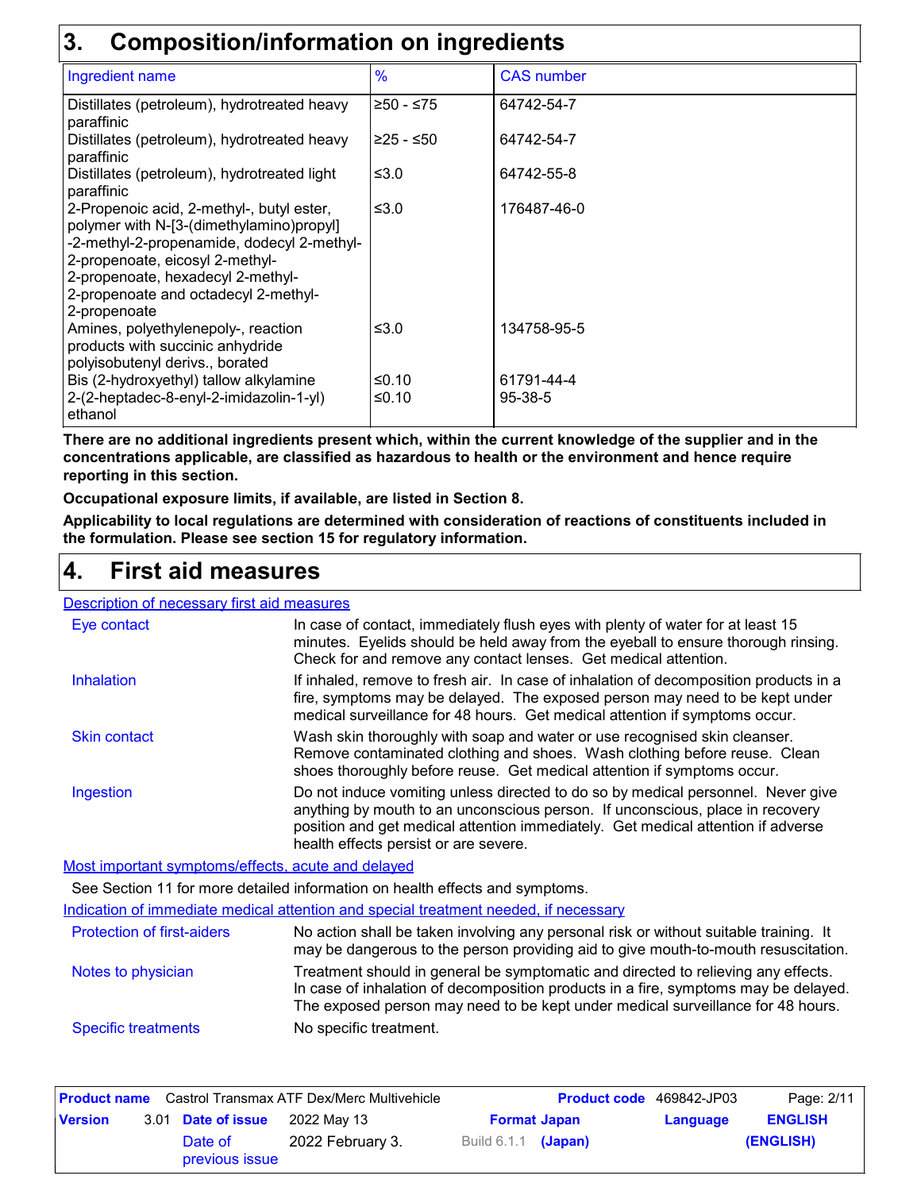## 3. Composition/information on ingredients

| Ingredient name | % | CAS number |
|---|---|---|
| Distillates (petroleum), hydrotreated heavy paraffinic | ≥50 - ≤75 | 64742-54-7 |
| Distillates (petroleum), hydrotreated heavy paraffinic | ≥25 - ≤50 | 64742-54-7 |
| Distillates (petroleum), hydrotreated light paraffinic | ≤3.0 | 64742-55-8 |
| 2-Propenoic acid, 2-methyl-, butyl ester, polymer with N-[3-(dimethylamino)propyl]-2-methyl-2-propenamide, dodecyl 2-methyl-2-propenoate, eicosyl 2-methyl-2-propenoate, hexadecyl 2-methyl-2-propenoate and octadecyl 2-methyl-2-propenoate | ≤3.0 | 176487-46-0 |
| Amines, polyethylenepoly-, reaction products with succinic anhydride polyisobutenyl derivs., borated | ≤3.0 | 134758-95-5 |
| Bis (2-hydroxyethyl) tallow alkylamine | ≤0.10 | 61791-44-4 |
| 2-(2-heptadec-8-enyl-2-imidazolin-1-yl) ethanol | ≤0.10 | 95-38-5 |

**There are no additional ingredients present which, within the current knowledge of the supplier and in the concentrations applicable, are classified as hazardous to health or the environment and hence require reporting in this section.**

**Occupational exposure limits, if available, are listed in Section 8.**

**Applicability to local regulations are determined with consideration of reactions of constituents included in the formulation. Please see section 15 for regulatory information.**

## 4. First aid measures

### Description of necessary first aid measures

**Eye contact**
In case of contact, immediately flush eyes with plenty of water for at least 15 minutes. Eyelids should be held away from the eyeball to ensure thorough rinsing. Check for and remove any contact lenses. Get medical attention.

**Inhalation**
If inhaled, remove to fresh air. In case of inhalation of decomposition products in a fire, symptoms may be delayed. The exposed person may need to be kept under medical surveillance for 48 hours. Get medical attention if symptoms occur.

**Skin contact**
Wash skin thoroughly with soap and water or use recognised skin cleanser. Remove contaminated clothing and shoes. Wash clothing before reuse. Clean shoes thoroughly before reuse. Get medical attention if symptoms occur.

**Ingestion**
Do not induce vomiting unless directed to do so by medical personnel. Never give anything by mouth to an unconscious person. If unconscious, place in recovery position and get medical attention immediately. Get medical attention if adverse health effects persist or are severe.

### Most important symptoms/effects, acute and delayed

See Section 11 for more detailed information on health effects and symptoms.

### Indication of immediate medical attention and special treatment needed, if necessary

**Protection of first-aiders**
No action shall be taken involving any personal risk or without suitable training. It may be dangerous to the person providing aid to give mouth-to-mouth resuscitation.

**Notes to physician**
Treatment should in general be symptomatic and directed to relieving any effects. In case of inhalation of decomposition products in a fire, symptoms may be delayed. The exposed person may need to be kept under medical surveillance for 48 hours.

**Specific treatments**
No specific treatment.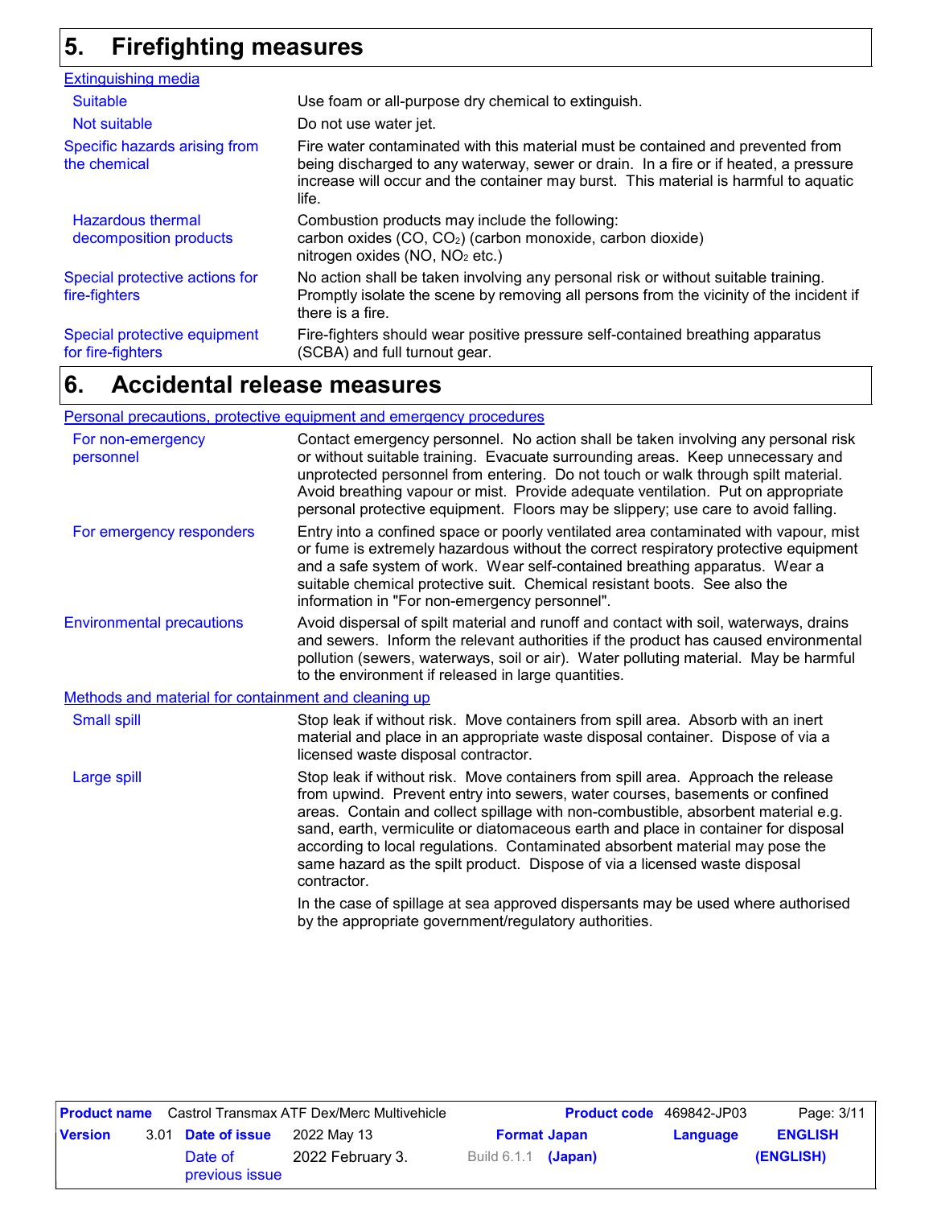## 5. Firefighting measures

**Extinguishing media**

| | |
|---|---|
| Suitable | Use foam or all-purpose dry chemical to extinguish. |
| Not suitable | Do not use water jet. |
| Specific hazards arising from the chemical | Fire water contaminated with this material must be contained and prevented from being discharged to any waterway, sewer or drain. In a fire or if heated, a pressure increase will occur and the container may burst. This material is harmful to aquatic life. |
| Hazardous thermal decomposition products | Combustion products may include the following: carbon oxides ($CO$, $CO_2$) (carbon monoxide, carbon dioxide) nitrogen oxides ($NO$, $NO_2$ etc.) |
| Special protective actions for fire-fighters | No action shall be taken involving any personal risk or without suitable training. Promptly isolate the scene by removing all persons from the vicinity of the incident if there is a fire. |
| Special protective equipment for fire-fighters | Fire-fighters should wear positive pressure self-contained breathing apparatus (SCBA) and full turnout gear. |

## 6. Accidental release measures

**Personal precautions, protective equipment and emergency procedures**

| | |
|---|---|
| For non-emergency personnel | Contact emergency personnel. No action shall be taken involving any personal risk or without suitable training. Evacuate surrounding areas. Keep unnecessary and unprotected personnel from entering. Do not touch or walk through spilt material. Avoid breathing vapour or mist. Provide adequate ventilation. Put on appropriate personal protective equipment. Floors may be slippery; use care to avoid falling. |
| For emergency responders | Entry into a confined space or poorly ventilated area contaminated with vapour, mist or fume is extremely hazardous without the correct respiratory protective equipment and a safe system of work. Wear self-contained breathing apparatus. Wear a suitable chemical protective suit. Chemical resistant boots. See also the information in "For non-emergency personnel". |
| Environmental precautions | Avoid dispersal of spilt material and runoff and contact with soil, waterways, drains and sewers. Inform the relevant authorities if the product has caused environmental pollution (sewers, waterways, soil or air). Water polluting material. May be harmful to the environment if released in large quantities. |

**Methods and material for containment and cleaning up**

| | |
|---|---|
| Small spill | Stop leak if without risk. Move containers from spill area. Absorb with an inert material and place in an appropriate waste disposal container. Dispose of via a licensed waste disposal contractor. |
| Large spill | Stop leak if without risk. Move containers from spill area. Approach the release from upwind. Prevent entry into sewers, water courses, basements or confined areas. Contain and collect spillage with non-combustible, absorbent material e.g. sand, earth, vermiculite or diatomaceous earth and place in container for disposal according to local regulations. Contaminated absorbent material may pose the same hazard as the spilt product. Dispose of via a licensed waste disposal contractor.<br><br>In the case of spillage at sea approved dispersants may be used where authorised by the appropriate government/regulatory authorities. |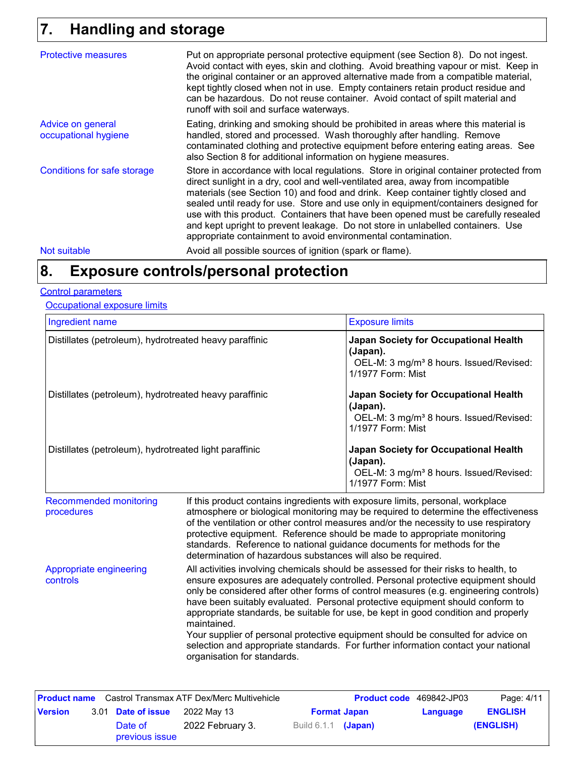## 7. Handling and storage

**Protective measures**

Put on appropriate personal protective equipment (see Section 8). Do not ingest. Avoid contact with eyes, skin and clothing. Avoid breathing vapour or mist. Keep in the original container or an approved alternative made from a compatible material, kept tightly closed when not in use. Empty containers retain product residue and can be hazardous. Do not reuse container. Avoid contact of spilt material and runoff with soil and surface waterways.

**Advice on general occupational hygiene**

Eating, drinking and smoking should be prohibited in areas where this material is handled, stored and processed. Wash thoroughly after handling. Remove contaminated clothing and protective equipment before entering eating areas. See also Section 8 for additional information on hygiene measures.

**Conditions for safe storage**

Store in accordance with local regulations. Store in original container protected from direct sunlight in a dry, cool and well-ventilated area, away from incompatible materials (see Section 10) and food and drink. Keep container tightly closed and sealed until ready for use. Store and use only in equipment/containers designed for use with this product. Containers that have been opened must be carefully resealed and kept upright to prevent leakage. Do not store in unlabelled containers. Use appropriate containment to avoid environmental contamination.

**Not suitable**

Avoid all possible sources of ignition (spark or flame).

## 8. Exposure controls/personal protection

**Control parameters**

**Occupational exposure limits**

| Ingredient name | Exposure limits |
|---|---|
| Distillates (petroleum), hydrotreated heavy paraffinic | **Japan Society for Occupational Health (Japan).** OEL-M: 3 mg/m³ 8 hours. Issued/Revised: 1/1977 Form: Mist |
| Distillates (petroleum), hydrotreated heavy paraffinic | **Japan Society for Occupational Health (Japan).** OEL-M: 3 mg/m³ 8 hours. Issued/Revised: 1/1977 Form: Mist |
| Distillates (petroleum), hydrotreated light paraffinic | **Japan Society for Occupational Health (Japan).** OEL-M: 3 mg/m³ 8 hours. Issued/Revised: 1/1977 Form: Mist |

**Recommended monitoring procedures**

If this product contains ingredients with exposure limits, personal, workplace atmosphere or biological monitoring may be required to determine the effectiveness of the ventilation or other control measures and/or the necessity to use respiratory protective equipment. Reference should be made to appropriate monitoring standards. Reference to national guidance documents for methods for the determination of hazardous substances will also be required.

**Appropriate engineering controls**

All activities involving chemicals should be assessed for their risks to health, to ensure exposures are adequately controlled. Personal protective equipment should only be considered after other forms of control measures (e.g. engineering controls) have been suitably evaluated. Personal protective equipment should conform to appropriate standards, be suitable for use, be kept in good condition and properly maintained.

Your supplier of personal protective equipment should be consulted for advice on selection and appropriate standards. For further information contact your national organisation for standards.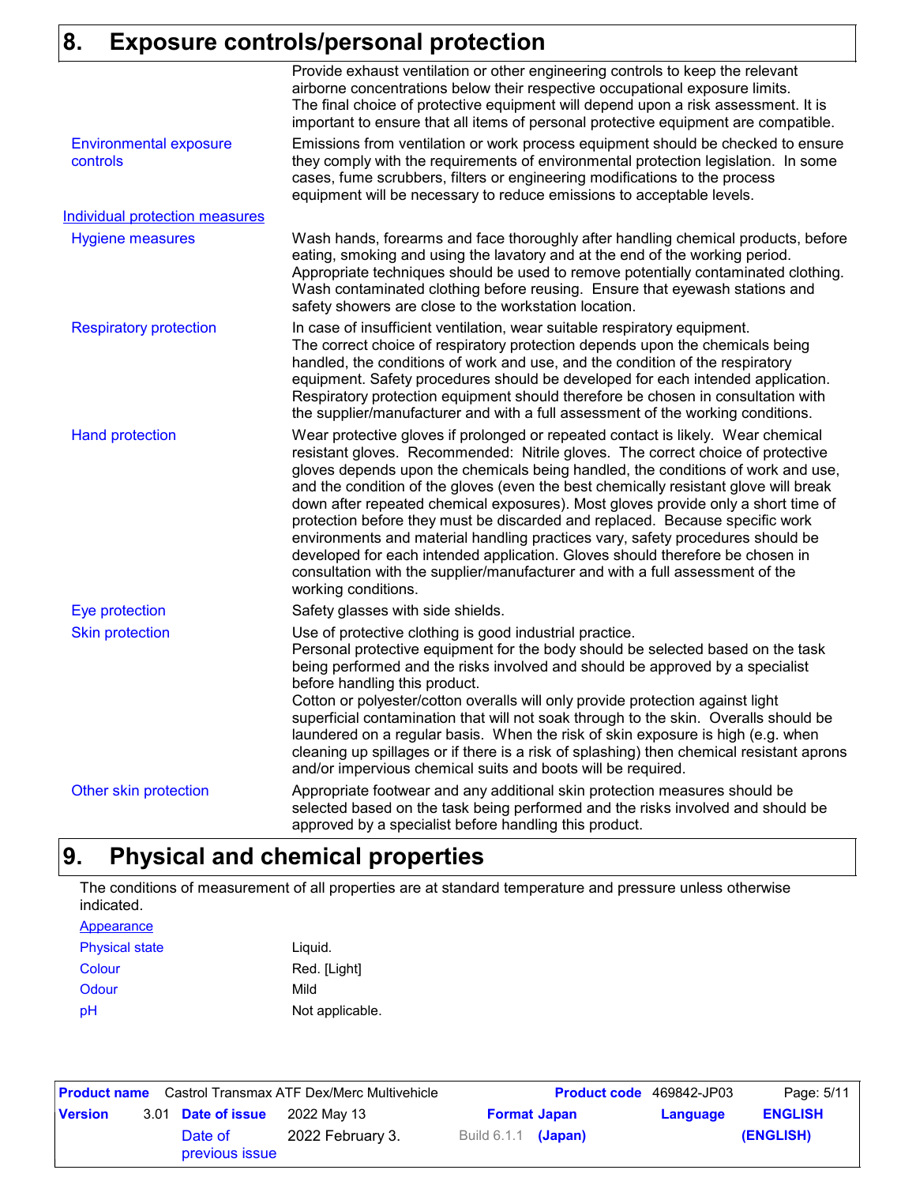## 8. Exposure controls/personal protection

Provide exhaust ventilation or other engineering controls to keep the relevant airborne concentrations below their respective occupational exposure limits. The final choice of protective equipment will depend upon a risk assessment. It is important to ensure that all items of personal protective equipment are compatible.

**Environmental exposure controls**
Emissions from ventilation or work process equipment should be checked to ensure they comply with the requirements of environmental protection legislation. In some cases, fume scrubbers, filters or engineering modifications to the process equipment will be necessary to reduce emissions to acceptable levels.

### Individual protection measures

**Hygiene measures**
Wash hands, forearms and face thoroughly after handling chemical products, before eating, smoking and using the lavatory and at the end of the working period. Appropriate techniques should be used to remove potentially contaminated clothing. Wash contaminated clothing before reusing. Ensure that eyewash stations and safety showers are close to the workstation location.

**Respiratory protection**
In case of insufficient ventilation, wear suitable respiratory equipment. The correct choice of respiratory protection depends upon the chemicals being handled, the conditions of work and use, and the condition of the respiratory equipment. Safety procedures should be developed for each intended application. Respiratory protection equipment should therefore be chosen in consultation with the supplier/manufacturer and with a full assessment of the working conditions.

**Hand protection**
Wear protective gloves if prolonged or repeated contact is likely. Wear chemical resistant gloves. Recommended: Nitrile gloves. The correct choice of protective gloves depends upon the chemicals being handled, the conditions of work and use, and the condition of the gloves (even the best chemically resistant glove will break down after repeated chemical exposures). Most gloves provide only a short time of protection before they must be discarded and replaced. Because specific work environments and material handling practices vary, safety procedures should be developed for each intended application. Gloves should therefore be chosen in consultation with the supplier/manufacturer and with a full assessment of the working conditions.

**Eye protection**
Safety glasses with side shields.

**Skin protection**
Use of protective clothing is good industrial practice. Personal protective equipment for the body should be selected based on the task being performed and the risks involved and should be approved by a specialist before handling this product. Cotton or polyester/cotton overalls will only provide protection against light superficial contamination that will not soak through to the skin. Overalls should be laundered on a regular basis. When the risk of skin exposure is high (e.g. when cleaning up spillages or if there is a risk of splashing) then chemical resistant aprons and/or impervious chemical suits and boots will be required.

**Other skin protection**
Appropriate footwear and any additional skin protection measures should be selected based on the task being performed and the risks involved and should be approved by a specialist before handling this product.

## 9. Physical and chemical properties

The conditions of measurement of all properties are at standard temperature and pressure unless otherwise indicated.

### Appearance

| | |
|---|---|
| Physical state | Liquid. |
| Colour | Red. [Light] |
| Odour | Mild |
| pH | Not applicable. |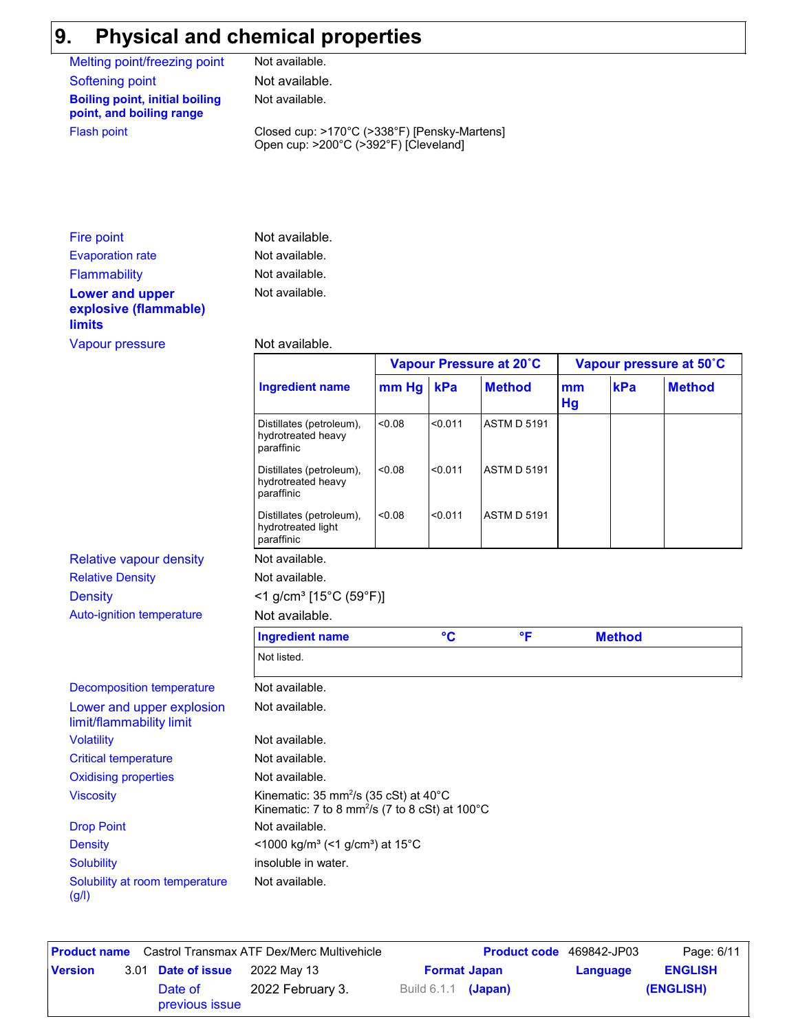# 9. Physical and chemical properties

| | |
|---|---|
| Melting point/freezing point | Not available. |
| Softening point | Not available. |
| **Boiling point, initial boiling point, and boiling range** | Not available. |
| Flash point | Closed cup: >170°C (>338°F) [Pensky-Martens]<br>Open cup: >200°C (>392°F) [Cleveland] |
| Fire point | Not available. |
| Evaporation rate | Not available. |
| Flammability | Not available. |
| **Lower and upper explosive (flammable) limits** | Not available. |
| Vapour pressure | Not available. |

| Ingredient name | Vapour Pressure at 20˚C | | | Vapour pressure at 50˚C | | |
|---|---|---|---|---|---|---|
| | mm Hg | kPa | Method | mm Hg | kPa | Method |
| Distillates (petroleum), hydrotreated heavy paraffinic | <0.08 | <0.011 | ASTM D 5191 | | | |
| Distillates (petroleum), hydrotreated heavy paraffinic | <0.08 | <0.011 | ASTM D 5191 | | | |
| Distillates (petroleum), hydrotreated light paraffinic | <0.08 | <0.011 | ASTM D 5191 | | | |

| | |
|---|---|
| Relative vapour density | Not available. |
| Relative Density | Not available. |
| Density | <1 g/cm³ [15°C (59°F)] |
| Auto-ignition temperature | Not available. |

| Ingredient name | °C | °F | Method |
|---|---|---|---|
| Not listed. | | | |

| | |
|---|---|
| Decomposition temperature | Not available. |
| Lower and upper explosion limit/flammability limit | Not available. |
| Volatility | Not available. |
| Critical temperature | Not available. |
| Oxidising properties | Not available. |
| Viscosity | Kinematic: 35 $mm^2/s$ (35 cSt) at 40°C<br>Kinematic: 7 to 8 $mm^2/s$ (7 to 8 cSt) at 100°C |
| Drop Point | Not available. |
| Density | <1000 kg/m³ (<1 g/cm³) at 15°C |
| Solubility | insoluble in water. |
| Solubility at room temperature (g/l) | Not available. |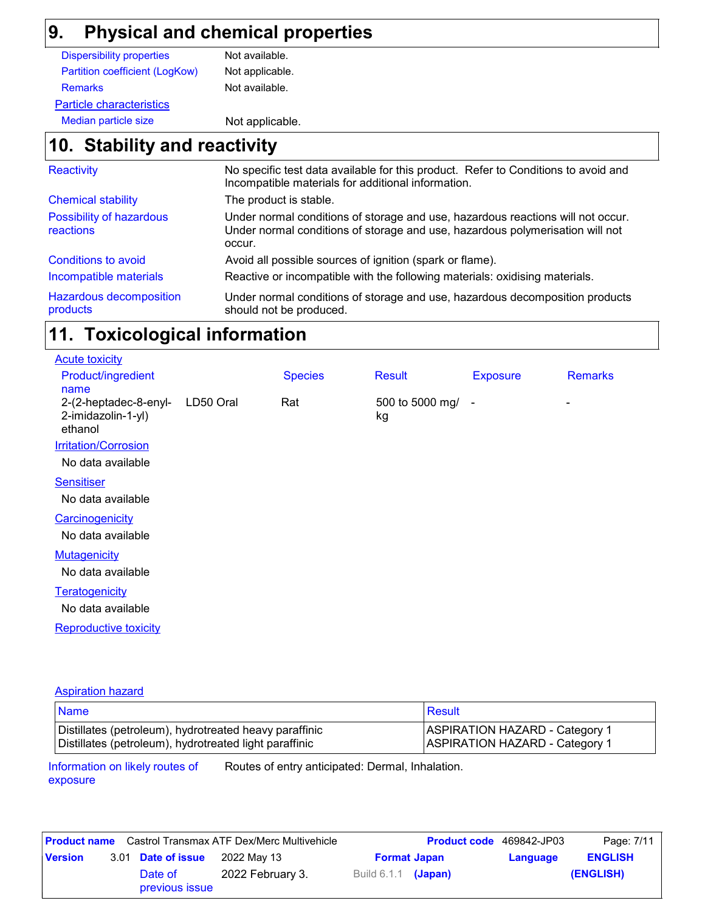## 9. Physical and chemical properties

| | |
|---|---|
| Dispersibility properties | Not available. |
| Partition coefficient (LogKow) | Not applicable. |
| Remarks | Not available. |

**Particle characteristics**

| | |
|---|---|
| Median particle size | Not applicable. |

## 10. Stability and reactivity

| | |
|---|---|
| Reactivity | No specific test data available for this product. Refer to Conditions to avoid and Incompatible materials for additional information. |
| Chemical stability | The product is stable. |
| Possibility of hazardous reactions | Under normal conditions of storage and use, hazardous reactions will not occur. Under normal conditions of storage and use, hazardous polymerisation will not occur. |
| Conditions to avoid | Avoid all possible sources of ignition (spark or flame). |
| Incompatible materials | Reactive or incompatible with the following materials: oxidising materials. |
| Hazardous decomposition products | Under normal conditions of storage and use, hazardous decomposition products should not be produced. |

## 11. Toxicological information

**Acute toxicity**

| Product/ingredient name | | Species | Result | Exposure | Remarks |
|---|---|---|---|---|---|
| 2-(2-heptadec-8-enyl-2-imidazolin-1-yl) ethanol | LD50 Oral | Rat | 500 to 5000 mg/kg | - | - |

**Irritation/Corrosion**

No data available

**Sensitiser**

No data available

**Carcinogenicity**

No data available

**Mutagenicity**

No data available

**Teratogenicity**

No data available

**Reproductive toxicity**

**Aspiration hazard**

| Name | Result |
|---|---|
| Distillates (petroleum), hydrotreated heavy paraffinic | ASPIRATION HAZARD - Category 1 |
| Distillates (petroleum), hydrotreated light paraffinic | ASPIRATION HAZARD - Category 1 |

| | |
|---|---|
| Information on likely routes of exposure | Routes of entry anticipated: Dermal, Inhalation. |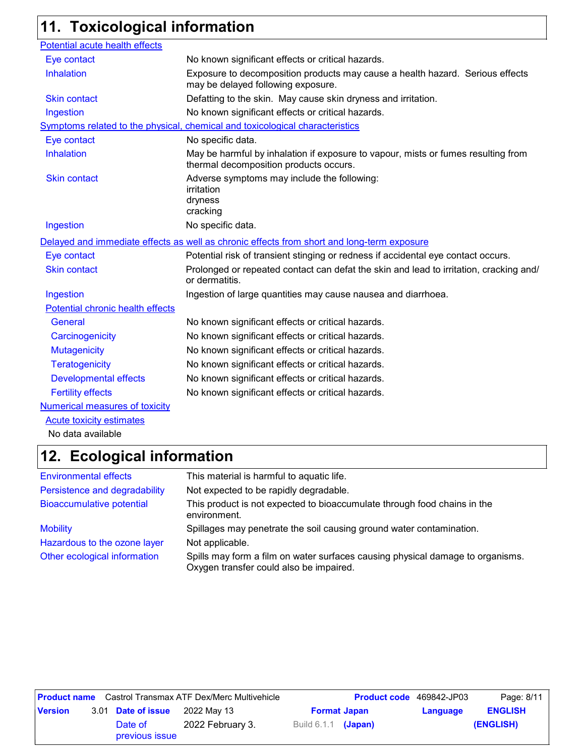## 11. Toxicological information

**Potential acute health effects**

| | |
|---|---|
| Eye contact | No known significant effects or critical hazards. |
| Inhalation | Exposure to decomposition products may cause a health hazard. Serious effects may be delayed following exposure. |
| Skin contact | Defatting to the skin. May cause skin dryness and irritation. |
| Ingestion | No known significant effects or critical hazards. |

**Symptoms related to the physical, chemical and toxicological characteristics**

| | |
|---|---|
| Eye contact | No specific data. |
| Inhalation | May be harmful by inhalation if exposure to vapour, mists or fumes resulting from thermal decomposition products occurs. |
| Skin contact | Adverse symptoms may include the following:<br>irritation<br>dryness<br>cracking |
| Ingestion | No specific data. |

**Delayed and immediate effects as well as chronic effects from short and long-term exposure**

| | |
|---|---|
| Eye contact | Potential risk of transient stinging or redness if accidental eye contact occurs. |
| Skin contact | Prolonged or repeated contact can defat the skin and lead to irritation, cracking and/or dermatitis. |
| Ingestion | Ingestion of large quantities may cause nausea and diarrhoea. |

**Potential chronic health effects**

| | |
|---|---|
| General | No known significant effects or critical hazards. |
| Carcinogenicity | No known significant effects or critical hazards. |
| Mutagenicity | No known significant effects or critical hazards. |
| Teratogenicity | No known significant effects or critical hazards. |
| Developmental effects | No known significant effects or critical hazards. |
| Fertility effects | No known significant effects or critical hazards. |

**Numerical measures of toxicity**

**Acute toxicity estimates**

No data available

## 12. Ecological information

| | |
|---|---|
| Environmental effects | This material is harmful to aquatic life. |
| Persistence and degradability | Not expected to be rapidly degradable. |
| Bioaccumulative potential | This product is not expected to bioaccumulate through food chains in the environment. |
| Mobility | Spillages may penetrate the soil causing ground water contamination. |
| Hazardous to the ozone layer | Not applicable. |
| Other ecological information | Spills may form a film on water surfaces causing physical damage to organisms. Oxygen transfer could also be impaired. |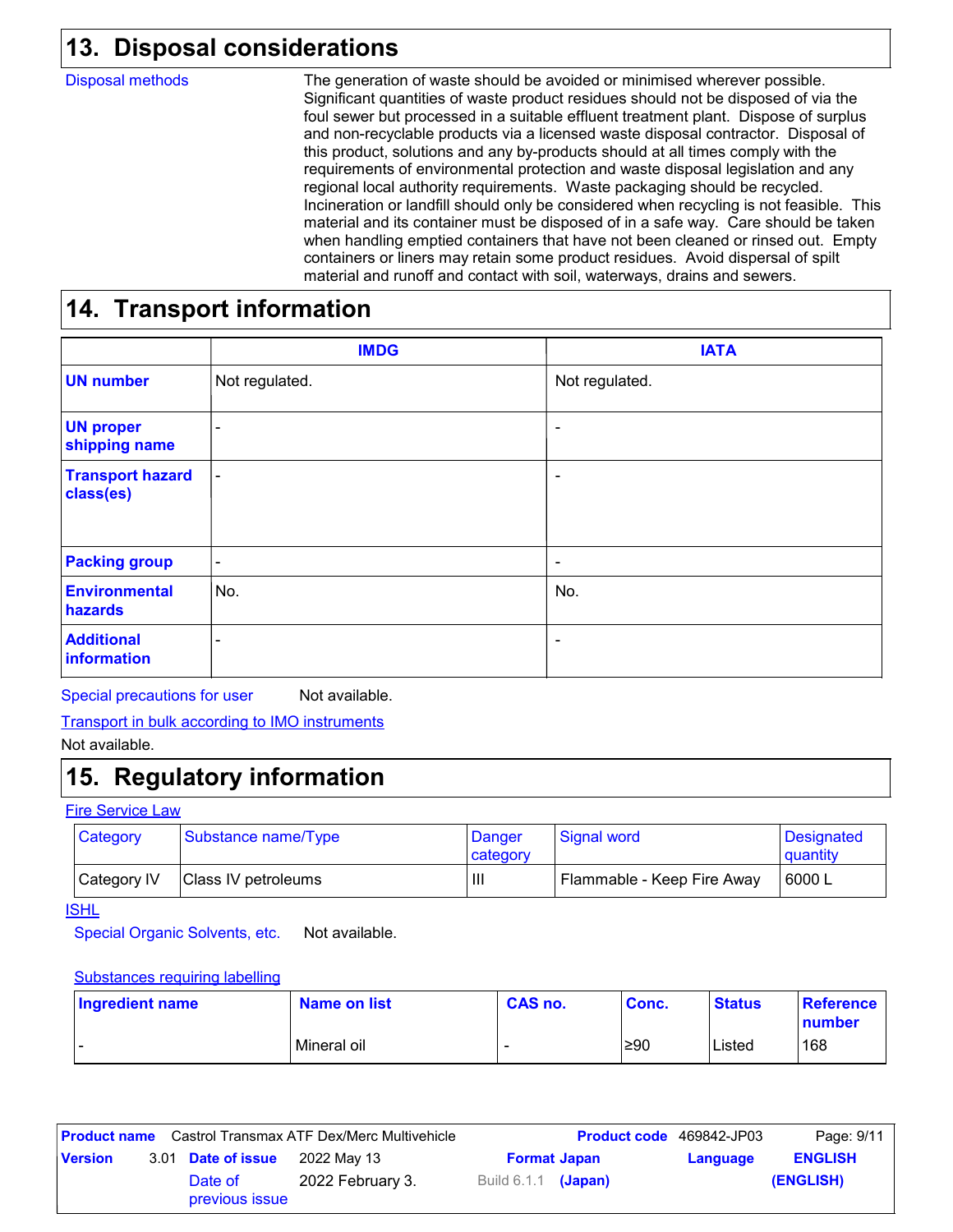## 13. Disposal considerations

**Disposal methods**

The generation of waste should be avoided or minimised wherever possible. Significant quantities of waste product residues should not be disposed of via the foul sewer but processed in a suitable effluent treatment plant. Dispose of surplus and non-recyclable products via a licensed waste disposal contractor. Disposal of this product, solutions and any by-products should at all times comply with the requirements of environmental protection and waste disposal legislation and any regional local authority requirements. Waste packaging should be recycled. Incineration or landfill should only be considered when recycling is not feasible. This material and its container must be disposed of in a safe way. Care should be taken when handling emptied containers that have not been cleaned or rinsed out. Empty containers or liners may retain some product residues. Avoid dispersal of spilt material and runoff and contact with soil, waterways, drains and sewers.

## 14. Transport information

| | IMDG | IATA |
|---|---|---|
| **UN number** | Not regulated. | Not regulated. |
| **UN proper shipping name** | - | - |
| **Transport hazard class(es)** | - | - |
| **Packing group** | - | - |
| **Environmental hazards** | No. | No. |
| **Additional information** | - | - |

**Special precautions for user** Not available.

**Transport in bulk according to IMO instruments**

Not available.

## 15. Regulatory information

**Fire Service Law**

| Category | Substance name/Type | Danger category | Signal word | Designated quantity |
|---|---|---|---|---|
| Category IV | Class IV petroleums | III | Flammable - Keep Fire Away | 6000 L |

**ISHL**

**Special Organic Solvents, etc.** Not available.

**Substances requiring labelling**

| Ingredient name | Name on list | CAS no. | Conc. | Status | Reference number |
|---|---|---|---|---|---|
| - | Mineral oil | - | ≥90 | Listed | 168 |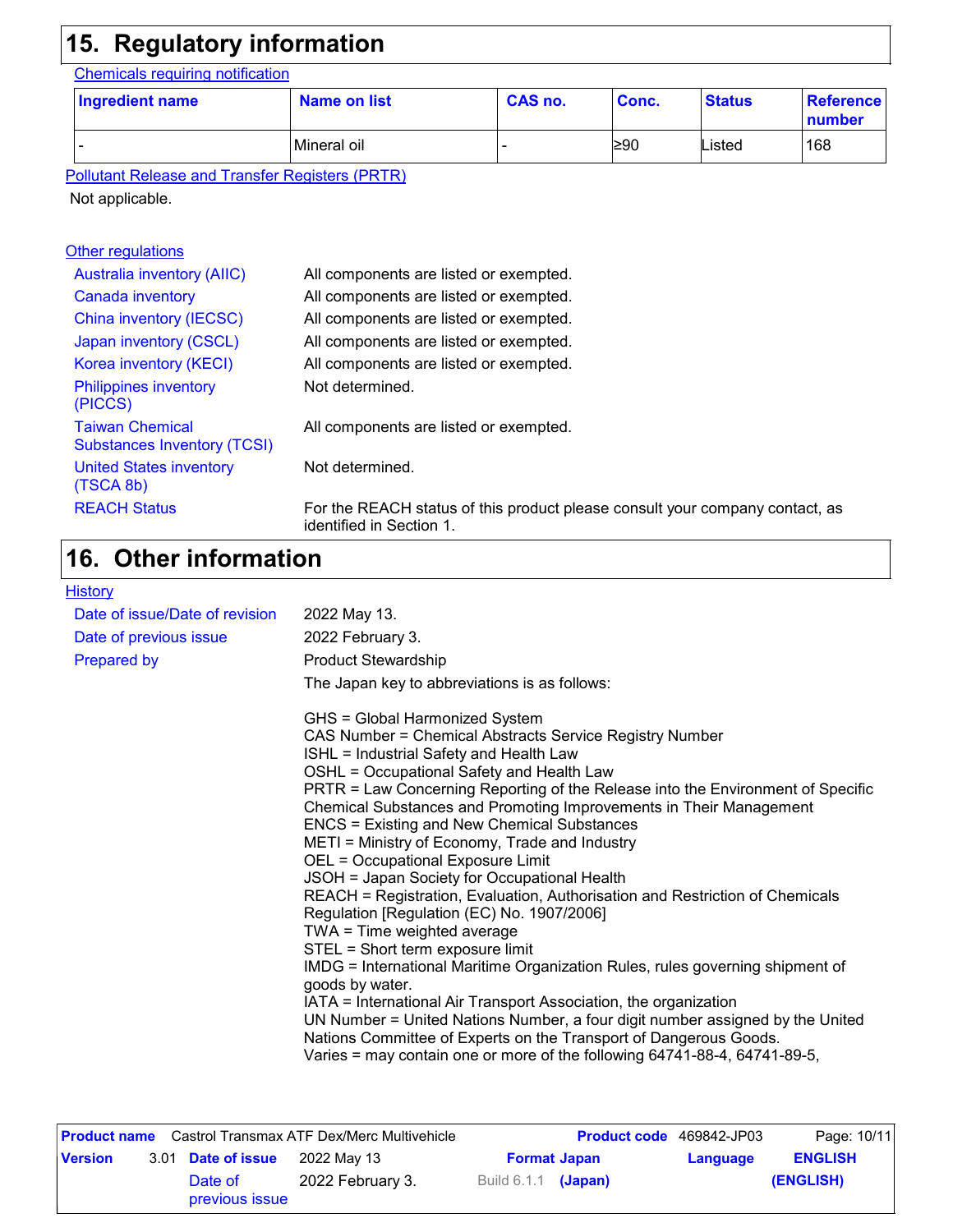## 15. Regulatory information

**Chemicals requiring notification**

| Ingredient name | Name on list | CAS no. | Conc. | Status | Reference number |
|---|---|---|---|---|---|
| - | Mineral oil | - | ≥90 | Listed | 168 |

**Pollutant Release and Transfer Registers (PRTR)**

Not applicable.

**Other regulations**

| | |
|---|---|
| Australia inventory (AIIC) | All components are listed or exempted. |
| Canada inventory | All components are listed or exempted. |
| China inventory (IECSC) | All components are listed or exempted. |
| Japan inventory (CSCL) | All components are listed or exempted. |
| Korea inventory (KECI) | All components are listed or exempted. |
| Philippines inventory (PICCS) | Not determined. |
| Taiwan Chemical Substances Inventory (TCSI) | All components are listed or exempted. |
| United States inventory (TSCA 8b) | Not determined. |
| REACH Status | For the REACH status of this product please consult your company contact, as identified in Section 1. |

## 16. Other information

**History**

| | |
|---|---|
| Date of issue/Date of revision | 2022 May 13. |
| Date of previous issue | 2022 February 3. |
| Prepared by | Product Stewardship |

The Japan key to abbreviations is as follows:

GHS = Global Harmonized System
CAS Number = Chemical Abstracts Service Registry Number
ISHL = Industrial Safety and Health Law
OSHL = Occupational Safety and Health Law
PRTR = Law Concerning Reporting of the Release into the Environment of Specific Chemical Substances and Promoting Improvements in Their Management
ENCS = Existing and New Chemical Substances
METI = Ministry of Economy, Trade and Industry
OEL = Occupational Exposure Limit
JSOH = Japan Society for Occupational Health
REACH = Registration, Evaluation, Authorisation and Restriction of Chemicals Regulation [Regulation (EC) No. 1907/2006]
TWA = Time weighted average
STEL = Short term exposure limit
IMDG = International Maritime Organization Rules, rules governing shipment of goods by water.
IATA = International Air Transport Association, the organization
UN Number = United Nations Number, a four digit number assigned by the United Nations Committee of Experts on the Transport of Dangerous Goods.
Varies = may contain one or more of the following 64741-88-4, 64741-89-5,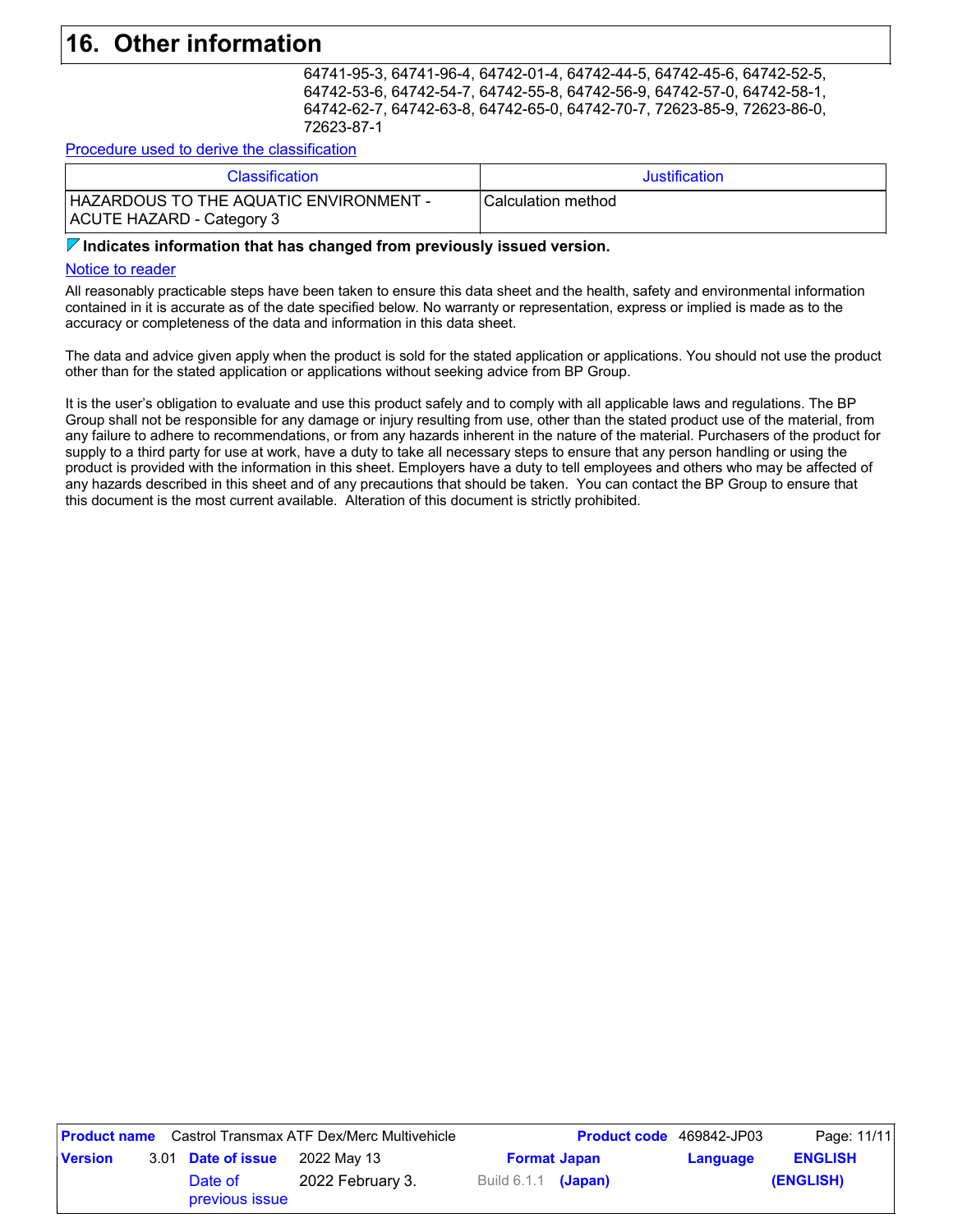## 16. Other information

64741-95-3, 64741-96-4, 64742-01-4, 64742-44-5, 64742-45-6, 64742-52-5, 64742-53-6, 64742-54-7, 64742-55-8, 64742-56-9, 64742-57-0, 64742-58-1, 64742-62-7, 64742-63-8, 64742-65-0, 64742-70-7, 72623-85-9, 72623-86-0, 72623-87-1

Procedure used to derive the classification

| Classification | Justification |
| --- | --- |
| HAZARDOUS TO THE AQUATIC ENVIRONMENT - ACUTE HAZARD - Category 3 | Calculation method |

**Indicates information that has changed from previously issued version.**

Notice to reader

All reasonably practicable steps have been taken to ensure this data sheet and the health, safety and environmental information contained in it is accurate as of the date specified below. No warranty or representation, express or implied is made as to the accuracy or completeness of the data and information in this data sheet.

The data and advice given apply when the product is sold for the stated application or applications. You should not use the product other than for the stated application or applications without seeking advice from BP Group.

It is the user's obligation to evaluate and use this product safely and to comply with all applicable laws and regulations. The BP Group shall not be responsible for any damage or injury resulting from use, other than the stated product use of the material, from any failure to adhere to recommendations, or from any hazards inherent in the nature of the material. Purchasers of the product for supply to a third party for use at work, have a duty to take all necessary steps to ensure that any person handling or using the product is provided with the information in this sheet. Employers have a duty to tell employees and others who may be affected of any hazards described in this sheet and of any precautions that should be taken. You can contact the BP Group to ensure that this document is the most current available. Alteration of this document is strictly prohibited.